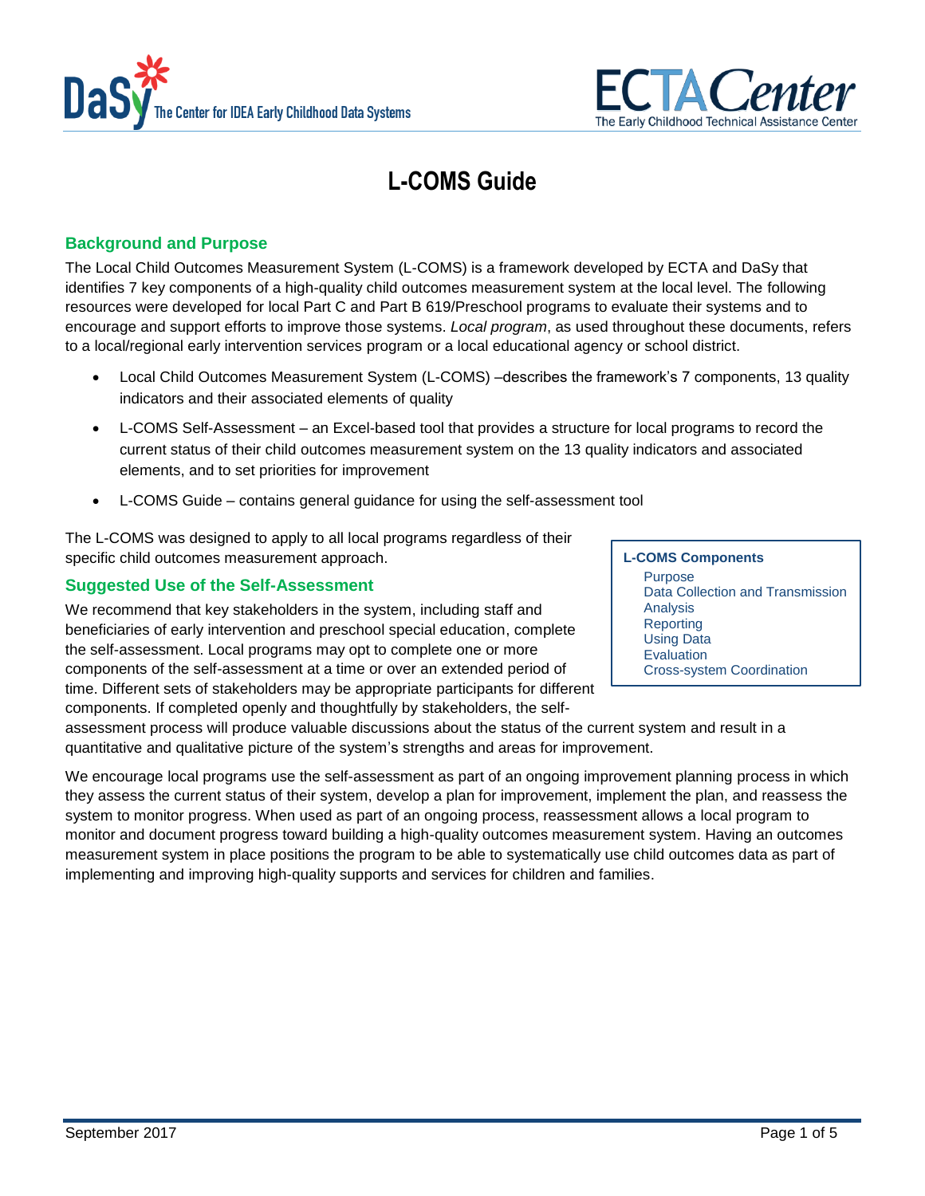# L-COMS Guide

## Background and Purpose

The Local Child Outcomes Measurement System (L-COMS) is a framework developed by ECTA and DaSy that identifies 7 key components of a high-quality child outcomes measurement system at the local level. The following resources were developed for local Part C and Part B 619/Preschool programs to evaluate their systems and to encourage and support efforts to improve those systems. *Local program*, as used throughout these documents, refers to a local/regional early intervention services program or a local educational agency or school district.

- Local Child Outcomes Measurement System (L-COMS) –describes the framework's 7 components, 13 quality indicators and their associated elements of quality
- L-COMS Self-Assessment – an Excel-based tool that provides a structure for local programs to record the current status of their child outcomes measurement system on the 13 quality indicators and associated elements, and to set priorities for improvement
- L-COMS Guide – contains general guidance for using the self-assessment tool

The L-COMS was designed to apply to all local programs regardless of their specific child outcomes measurement approach.

**L-COMS Components**

- Purpose
- Data Collection and Transmission
- Analysis
- Reporting
- Using Data
- Evaluation
- Cross-system Coordination

## Suggested Use of the Self-Assessment

We recommend that key stakeholders in the system, including staff and beneficiaries of early intervention and preschool special education, complete the self-assessment. Local programs may opt to complete one or more components of the self-assessment at a time or over an extended period of time. Different sets of stakeholders may be appropriate participants for different components. If completed openly and thoughtfully by stakeholders, the self-assessment process will produce valuable discussions about the status of the current system and result in a quantitative and qualitative picture of the system's strengths and areas for improvement.

We encourage local programs use the self-assessment as part of an ongoing improvement planning process in which they assess the current status of their system, develop a plan for improvement, implement the plan, and reassess the system to monitor progress. When used as part of an ongoing process, reassessment allows a local program to monitor and document progress toward building a high-quality outcomes measurement system. Having an outcomes measurement system in place positions the program to be able to systematically use child outcomes data as part of implementing and improving high-quality supports and services for children and families.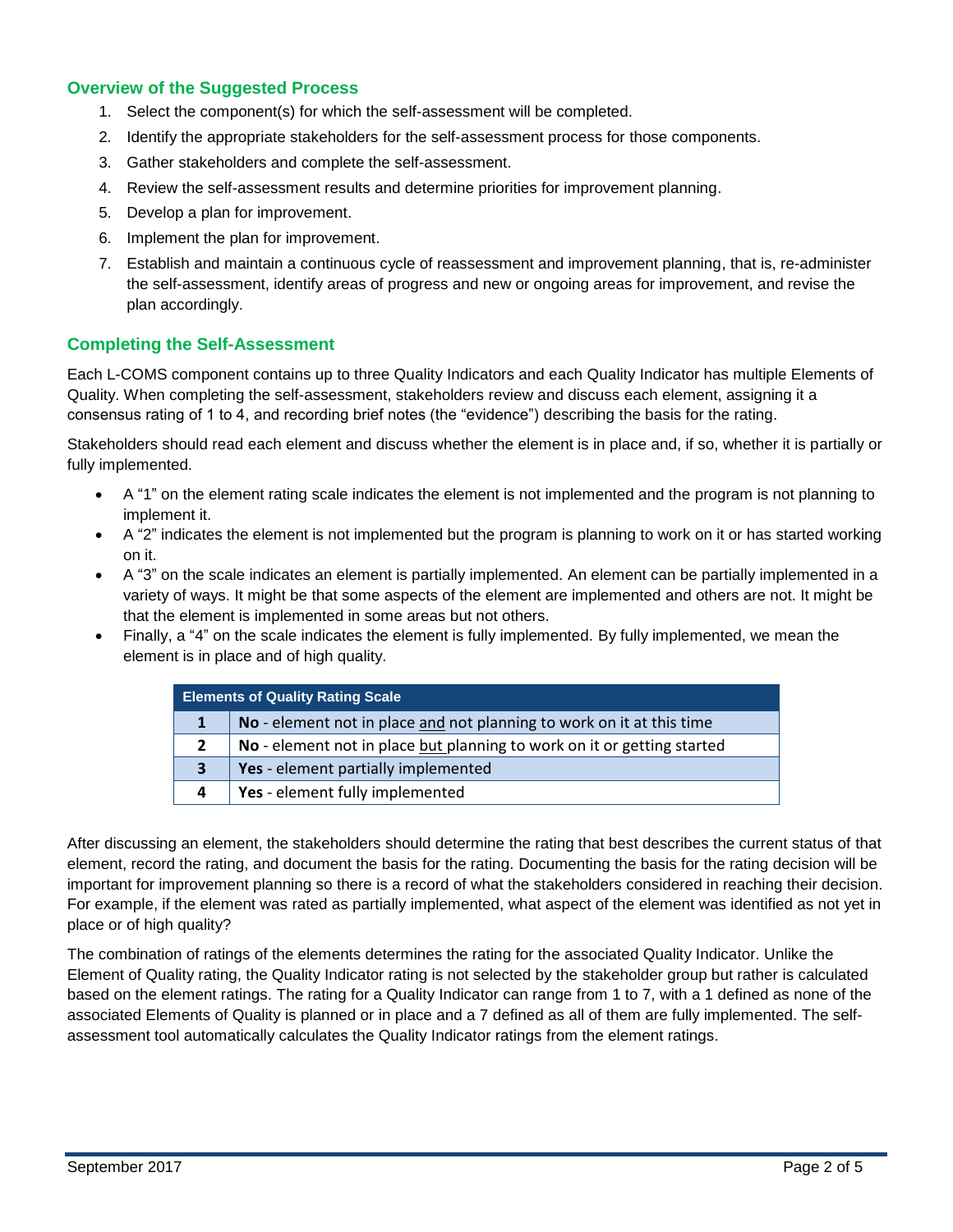## Overview of the Suggested Process

1. Select the component(s) for which the self-assessment will be completed.
2. Identify the appropriate stakeholders for the self-assessment process for those components.
3. Gather stakeholders and complete the self-assessment.
4. Review the self-assessment results and determine priorities for improvement planning.
5. Develop a plan for improvement.
6. Implement the plan for improvement.
7. Establish and maintain a continuous cycle of reassessment and improvement planning, that is, re-administer the self-assessment, identify areas of progress and new or ongoing areas for improvement, and revise the plan accordingly.

## Completing the Self-Assessment

Each L-COMS component contains up to three Quality Indicators and each Quality Indicator has multiple Elements of Quality. When completing the self-assessment, stakeholders review and discuss each element, assigning it a consensus rating of 1 to 4, and recording brief notes (the "evidence") describing the basis for the rating.

Stakeholders should read each element and discuss whether the element is in place and, if so, whether it is partially or fully implemented.

- A "1" on the element rating scale indicates the element is not implemented and the program is not planning to implement it.
- A "2" indicates the element is not implemented but the program is planning to work on it or has started working on it.
- A "3" on the scale indicates an element is partially implemented. An element can be partially implemented in a variety of ways. It might be that some aspects of the element are implemented and others are not. It might be that the element is implemented in some areas but not others.
- Finally, a "4" on the scale indicates the element is fully implemented. By fully implemented, we mean the element is in place and of high quality.

| Elements of Quality Rating Scale | |
|---|---|
| **1** | **No** - element not in place and not planning to work on it at this time |
| **2** | **No** - element not in place but planning to work on it or getting started |
| **3** | **Yes** - element partially implemented |
| **4** | **Yes** - element fully implemented |

After discussing an element, the stakeholders should determine the rating that best describes the current status of that element, record the rating, and document the basis for the rating. Documenting the basis for the rating decision will be important for improvement planning so there is a record of what the stakeholders considered in reaching their decision. For example, if the element was rated as partially implemented, what aspect of the element was identified as not yet in place or of high quality?

The combination of ratings of the elements determines the rating for the associated Quality Indicator. Unlike the Element of Quality rating, the Quality Indicator rating is not selected by the stakeholder group but rather is calculated based on the element ratings. The rating for a Quality Indicator can range from 1 to 7, with a 1 defined as none of the associated Elements of Quality is planned or in place and a 7 defined as all of them are fully implemented. The self-assessment tool automatically calculates the Quality Indicator ratings from the element ratings.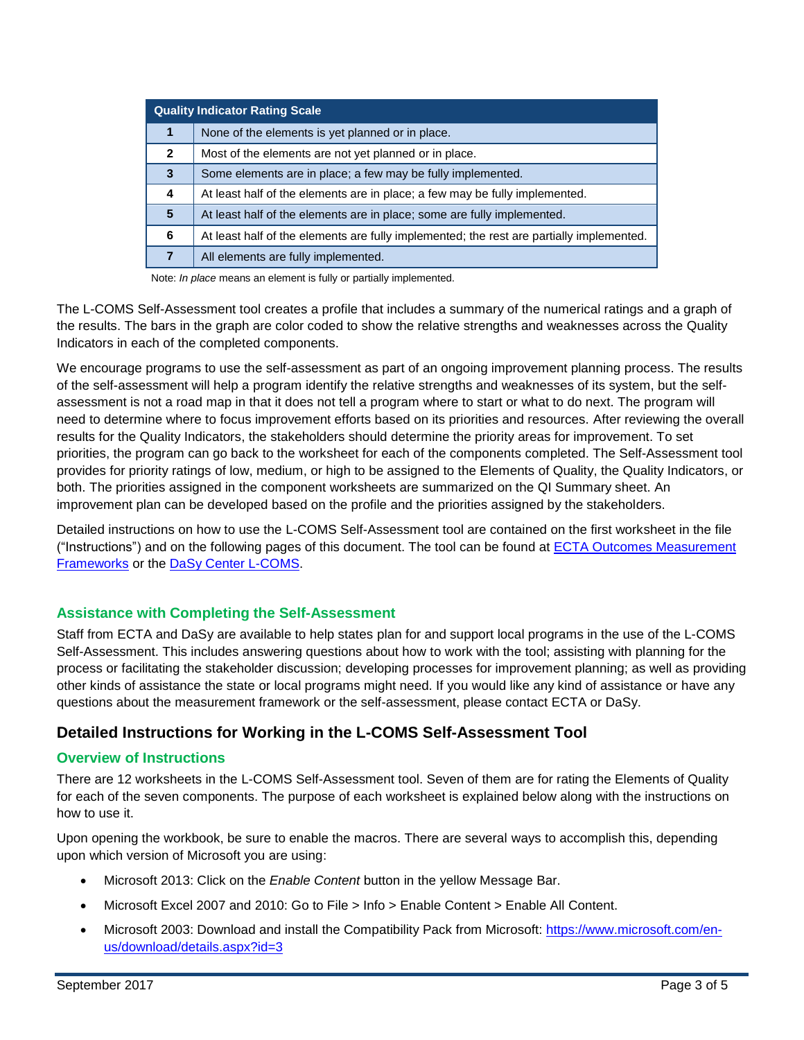| Quality Indicator Rating Scale | |
| --- | --- |
| **1** | None of the elements is yet planned or in place. |
| **2** | Most of the elements are not yet planned or in place. |
| **3** | Some elements are in place; a few may be fully implemented. |
| **4** | At least half of the elements are in place; a few may be fully implemented. |
| **5** | At least half of the elements are in place; some are fully implemented. |
| **6** | At least half of the elements are fully implemented; the rest are partially implemented. |
| **7** | All elements are fully implemented. |

Note: *In place* means an element is fully or partially implemented.

The L-COMS Self-Assessment tool creates a profile that includes a summary of the numerical ratings and a graph of the results. The bars in the graph are color coded to show the relative strengths and weaknesses across the Quality Indicators in each of the completed components.

We encourage programs to use the self-assessment as part of an ongoing improvement planning process. The results of the self-assessment will help a program identify the relative strengths and weaknesses of its system, but the self-assessment is not a road map in that it does not tell a program where to start or what to do next. The program will need to determine where to focus improvement efforts based on its priorities and resources. After reviewing the overall results for the Quality Indicators, the stakeholders should determine the priority areas for improvement. To set priorities, the program can go back to the worksheet for each of the components completed. The Self-Assessment tool provides for priority ratings of low, medium, or high to be assigned to the Elements of Quality, the Quality Indicators, or both. The priorities assigned in the component worksheets are summarized on the QI Summary sheet. An improvement plan can be developed based on the profile and the priorities assigned by the stakeholders.

Detailed instructions on how to use the L-COMS Self-Assessment tool are contained on the first worksheet in the file ("Instructions") and on the following pages of this document. The tool can be found at [ECTA Outcomes Measurement Frameworks]() or the [DaSy Center L-COMS]().

### Assistance with Completing the Self-Assessment

Staff from ECTA and DaSy are available to help states plan for and support local programs in the use of the L-COMS Self-Assessment. This includes answering questions about how to work with the tool; assisting with planning for the process or facilitating the stakeholder discussion; developing processes for improvement planning; as well as providing other kinds of assistance the state or local programs might need. If you would like any kind of assistance or have any questions about the measurement framework or the self-assessment, please contact ECTA or DaSy.

## Detailed Instructions for Working in the L-COMS Self-Assessment Tool

### Overview of Instructions

There are 12 worksheets in the L-COMS Self-Assessment tool. Seven of them are for rating the Elements of Quality for each of the seven components. The purpose of each worksheet is explained below along with the instructions on how to use it.

Upon opening the workbook, be sure to enable the macros. There are several ways to accomplish this, depending upon which version of Microsoft you are using:

- Microsoft 2013: Click on the *Enable Content* button in the yellow Message Bar.
- Microsoft Excel 2007 and 2010: Go to File > Info > Enable Content > Enable All Content.
- Microsoft 2003: Download and install the Compatibility Pack from Microsoft: [https://www.microsoft.com/en-us/download/details.aspx?id=3](https://www.microsoft.com/en-us/download/details.aspx?id=3)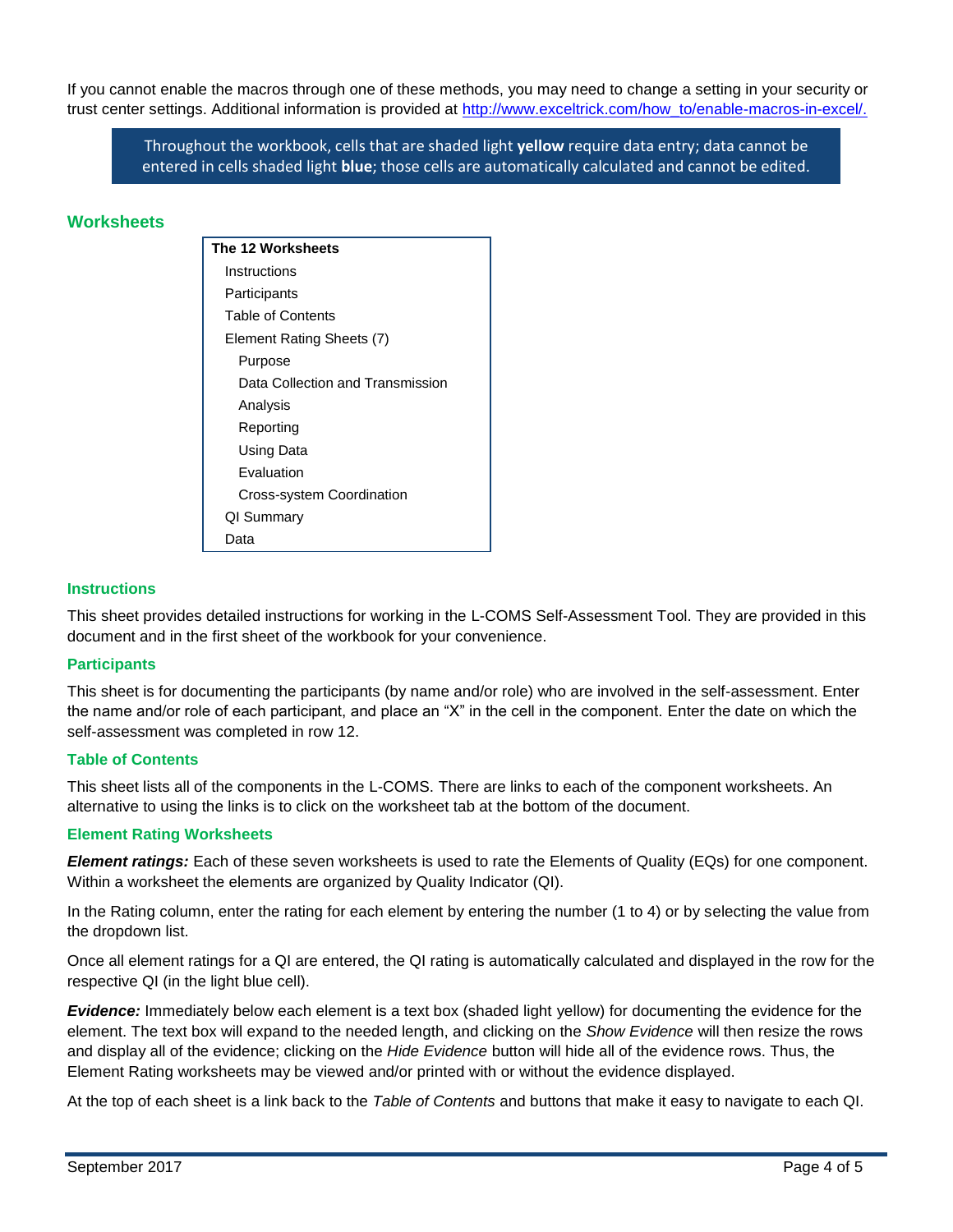If you cannot enable the macros through one of these methods, you may need to change a setting in your security or trust center settings. Additional information is provided at http://www.exceltrick.com/how_to/enable-macros-in-excel/.

> Throughout the workbook, cells that are shaded light **yellow** require data entry; data cannot be entered in cells shaded light **blue**; those cells are automatically calculated and cannot be edited.

## Worksheets

**The 12 Worksheets**

- Instructions
- Participants
- Table of Contents
- Element Rating Sheets (7)
  - Purpose
  - Data Collection and Transmission
  - Analysis
  - Reporting
  - Using Data
  - Evaluation
  - Cross-system Coordination
- QI Summary
- Data

### Instructions

This sheet provides detailed instructions for working in the L-COMS Self-Assessment Tool. They are provided in this document and in the first sheet of the workbook for your convenience.

### Participants

This sheet is for documenting the participants (by name and/or role) who are involved in the self-assessment. Enter the name and/or role of each participant, and place an "X" in the cell in the component. Enter the date on which the self-assessment was completed in row 12.

### Table of Contents

This sheet lists all of the components in the L-COMS. There are links to each of the component worksheets. An alternative to using the links is to click on the worksheet tab at the bottom of the document.

### Element Rating Worksheets

***Element ratings:*** Each of these seven worksheets is used to rate the Elements of Quality (EQs) for one component. Within a worksheet the elements are organized by Quality Indicator (QI).

In the Rating column, enter the rating for each element by entering the number (1 to 4) or by selecting the value from the dropdown list.

Once all element ratings for a QI are entered, the QI rating is automatically calculated and displayed in the row for the respective QI (in the light blue cell).

***Evidence:*** Immediately below each element is a text box (shaded light yellow) for documenting the evidence for the element. The text box will expand to the needed length, and clicking on the *Show Evidence* will then resize the rows and display all of the evidence; clicking on the *Hide Evidence* button will hide all of the evidence rows. Thus, the Element Rating worksheets may be viewed and/or printed with or without the evidence displayed.

At the top of each sheet is a link back to the *Table of Contents* and buttons that make it easy to navigate to each QI.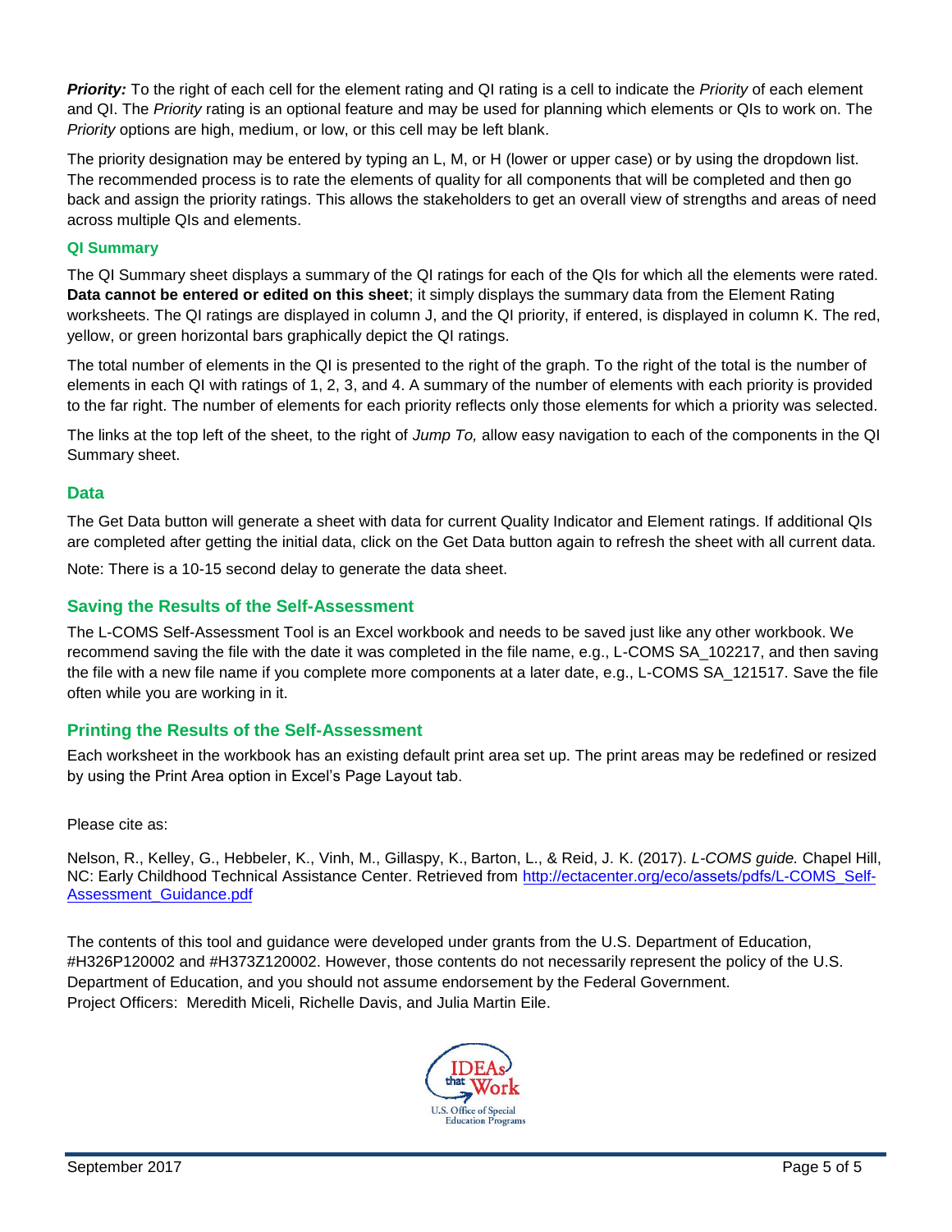***Priority:*** To the right of each cell for the element rating and QI rating is a cell to indicate the *Priority* of each element and QI. The *Priority* rating is an optional feature and may be used for planning which elements or QIs to work on. The *Priority* options are high, medium, or low, or this cell may be left blank.

The priority designation may be entered by typing an L, M, or H (lower or upper case) or by using the dropdown list. The recommended process is to rate the elements of quality for all components that will be completed and then go back and assign the priority ratings. This allows the stakeholders to get an overall view of strengths and areas of need across multiple QIs and elements.

#### QI Summary

The QI Summary sheet displays a summary of the QI ratings for each of the QIs for which all the elements were rated. **Data cannot be entered or edited on this sheet**; it simply displays the summary data from the Element Rating worksheets. The QI ratings are displayed in column J, and the QI priority, if entered, is displayed in column K. The red, yellow, or green horizontal bars graphically depict the QI ratings.

The total number of elements in the QI is presented to the right of the graph. To the right of the total is the number of elements in each QI with ratings of 1, 2, 3, and 4. A summary of the number of elements with each priority is provided to the far right. The number of elements for each priority reflects only those elements for which a priority was selected.

The links at the top left of the sheet, to the right of *Jump To,* allow easy navigation to each of the components in the QI Summary sheet.

### Data

The Get Data button will generate a sheet with data for current Quality Indicator and Element ratings. If additional QIs are completed after getting the initial data, click on the Get Data button again to refresh the sheet with all current data.

Note: There is a 10-15 second delay to generate the data sheet.

## Saving the Results of the Self-Assessment

The L-COMS Self-Assessment Tool is an Excel workbook and needs to be saved just like any other workbook. We recommend saving the file with the date it was completed in the file name, e.g., L-COMS SA_102217, and then saving the file with a new file name if you complete more components at a later date, e.g., L-COMS SA_121517. Save the file often while you are working in it.

## Printing the Results of the Self-Assessment

Each worksheet in the workbook has an existing default print area set up. The print areas may be redefined or resized by using the Print Area option in Excel's Page Layout tab.

Please cite as:

Nelson, R., Kelley, G., Hebbeler, K., Vinh, M., Gillaspy, K., Barton, L., & Reid, J. K. (2017). *L-COMS guide.* Chapel Hill, NC: Early Childhood Technical Assistance Center. Retrieved from [http://ectacenter.org/eco/assets/pdfs/L-COMS_Self-Assessment_Guidance.pdf](http://ectacenter.org/eco/assets/pdfs/L-COMS_Self-Assessment_Guidance.pdf)

The contents of this tool and guidance were developed under grants from the U.S. Department of Education, #H326P120002 and #H373Z120002. However, those contents do not necessarily represent the policy of the U.S. Department of Education, and you should not assume endorsement by the Federal Government.
Project Officers: Meredith Miceli, Richelle Davis, and Julia Martin Eile.

IDEAs that Work
U.S. Office of Special Education Programs

September 2017